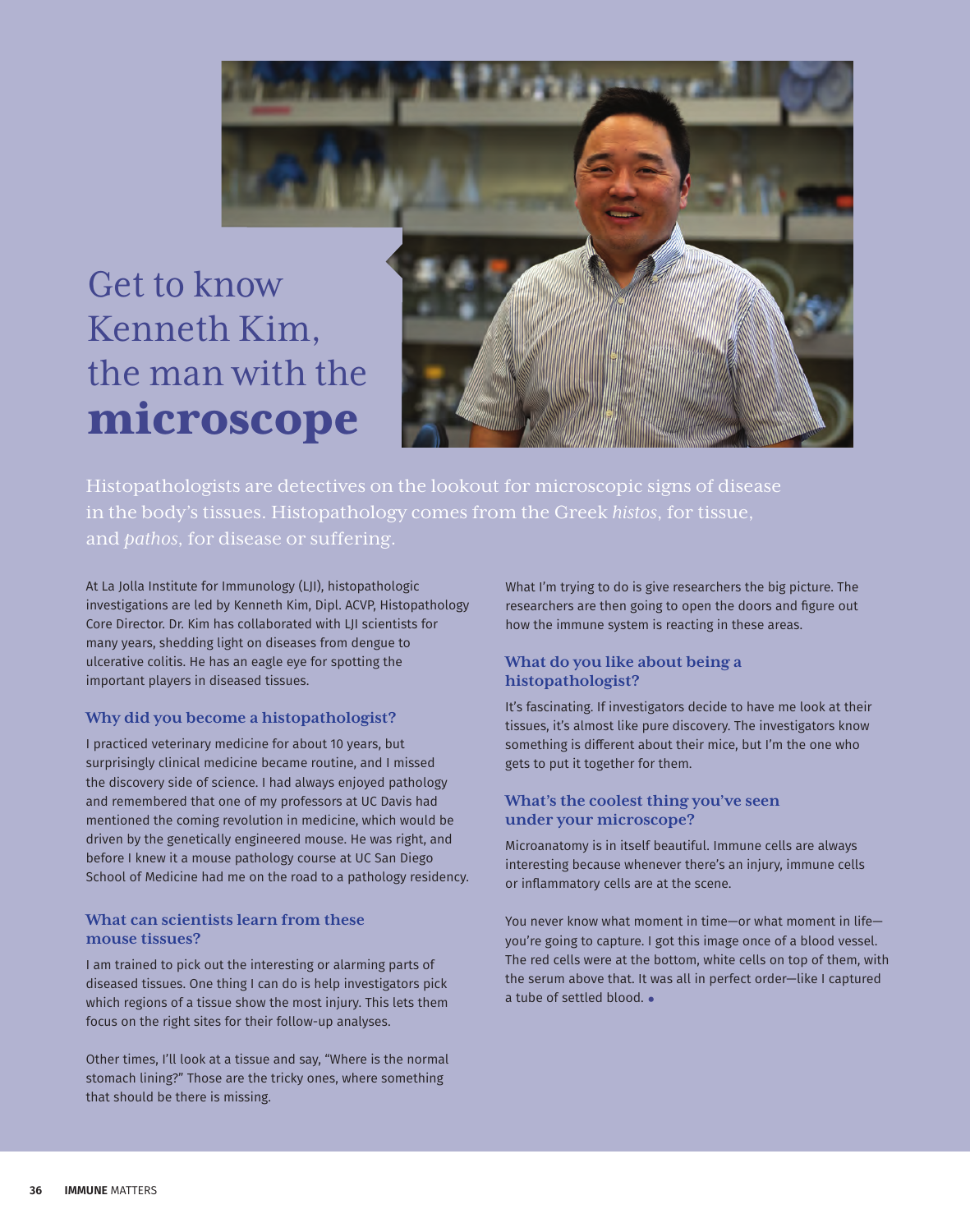# Get to know Kenneth Kim, the man with the **microscope**

Histopathologists are detectives on the lookout for microscopic signs of disease in the body's tissues. Histopathology comes from the Greek *histos*, for tissue, and *pathos*, for disease or suffering.

At La Jolla Institute for Immunology (LJI), histopathologic investigations are led by Kenneth Kim, Dipl. ACVP, Histopathology Core Director. Dr. Kim has collaborated with LJI scientists for many years, shedding light on diseases from dengue to ulcerative colitis. He has an eagle eye for spotting the important players in diseased tissues.

### Why did you become a histopathologist?

I practiced veterinary medicine for about 10 years, but surprisingly clinical medicine became routine, and I missed the discovery side of science. I had always enjoyed pathology and remembered that one of my professors at UC Davis had mentioned the coming revolution in medicine, which would be driven by the genetically engineered mouse. He was right, and before I knew it a mouse pathology course at UC San Diego School of Medicine had me on the road to a pathology residency.

### What can scientists learn from these mouse tissues?

I am trained to pick out the interesting or alarming parts of diseased tissues. One thing I can do is help investigators pick which regions of a tissue show the most injury. This lets them focus on the right sites for their follow-up analyses.

Other times, I'll look at a tissue and say, "Where is the normal stomach lining?" Those are the tricky ones, where something that should be there is missing.

What I'm trying to do is give researchers the big picture. The researchers are then going to open the doors and figure out how the immune system is reacting in these areas.

### What do you like about being a histopathologist?

It's fascinating. If investigators decide to have me look at their tissues, it's almost like pure discovery. The investigators know something is different about their mice, but I'm the one who gets to put it together for them.

### What's the coolest thing you've seen under your microscope?

Microanatomy is in itself beautiful. Immune cells are always interesting because whenever there's an injury, immune cells or inflammatory cells are at the scene.

You never know what moment in time—or what moment in life—you're going to capture. I got this image once of a blood vessel. The red cells were at the bottom, white cells on top of them, with the serum above that. It was all in perfect order—like I captured a tube of settled blood.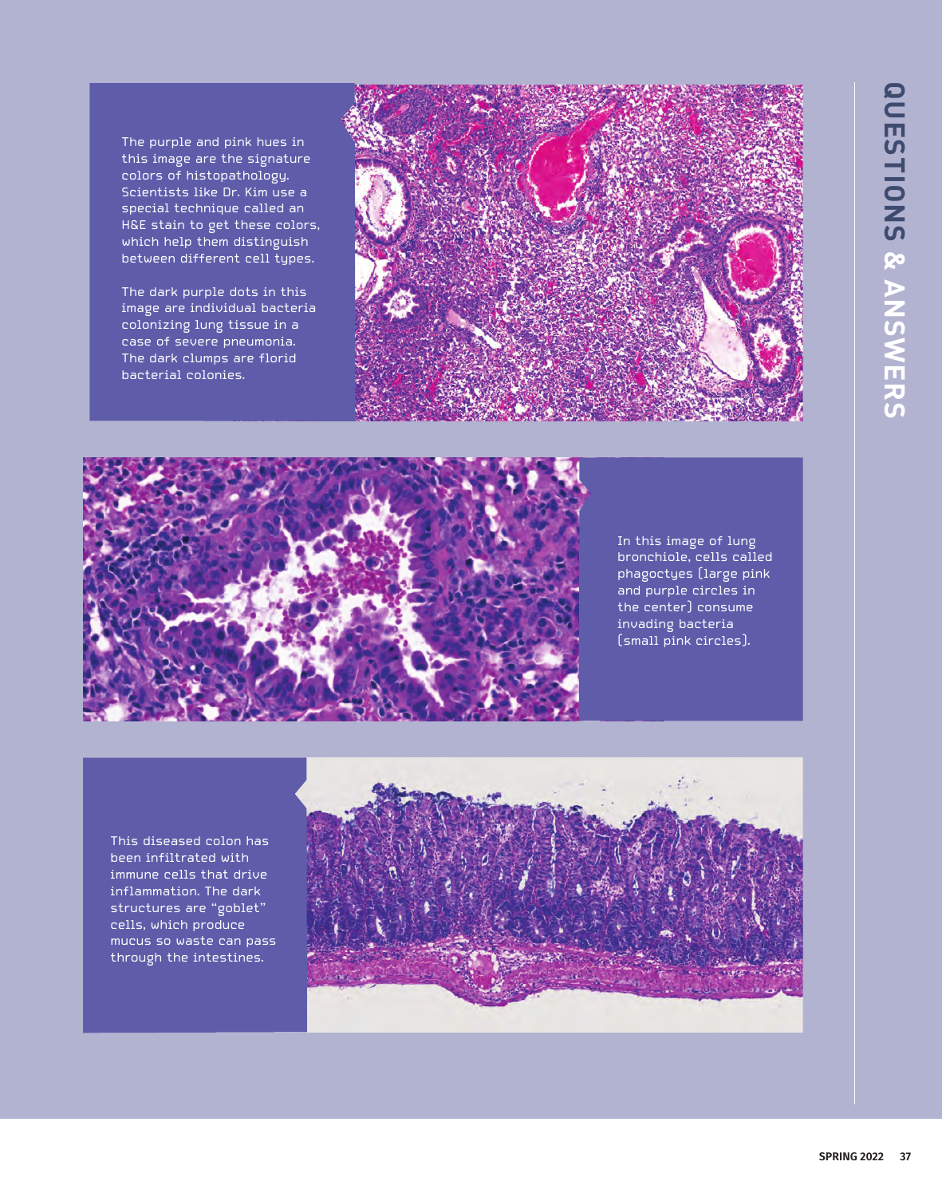The purple and pink hues in this image are the signature colors of histopathology. Scientists like Dr. Kim use a special technique called an H&E stain to get these colors, which help them distinguish between different cell types.

The dark purple dots in this image are individual bacteria colonizing lung tissue in a case of severe pneumonia. The dark clumps are florid bacterial colonies.

In this image of lung bronchiole, cells called phagoctyes (large pink and purple circles in the center) consume invading bacteria (small pink circles).

This diseased colon has been infiltrated with immune cells that drive inflammation. The dark structures are "goblet" cells, which produce mucus so waste can pass through the intestines.